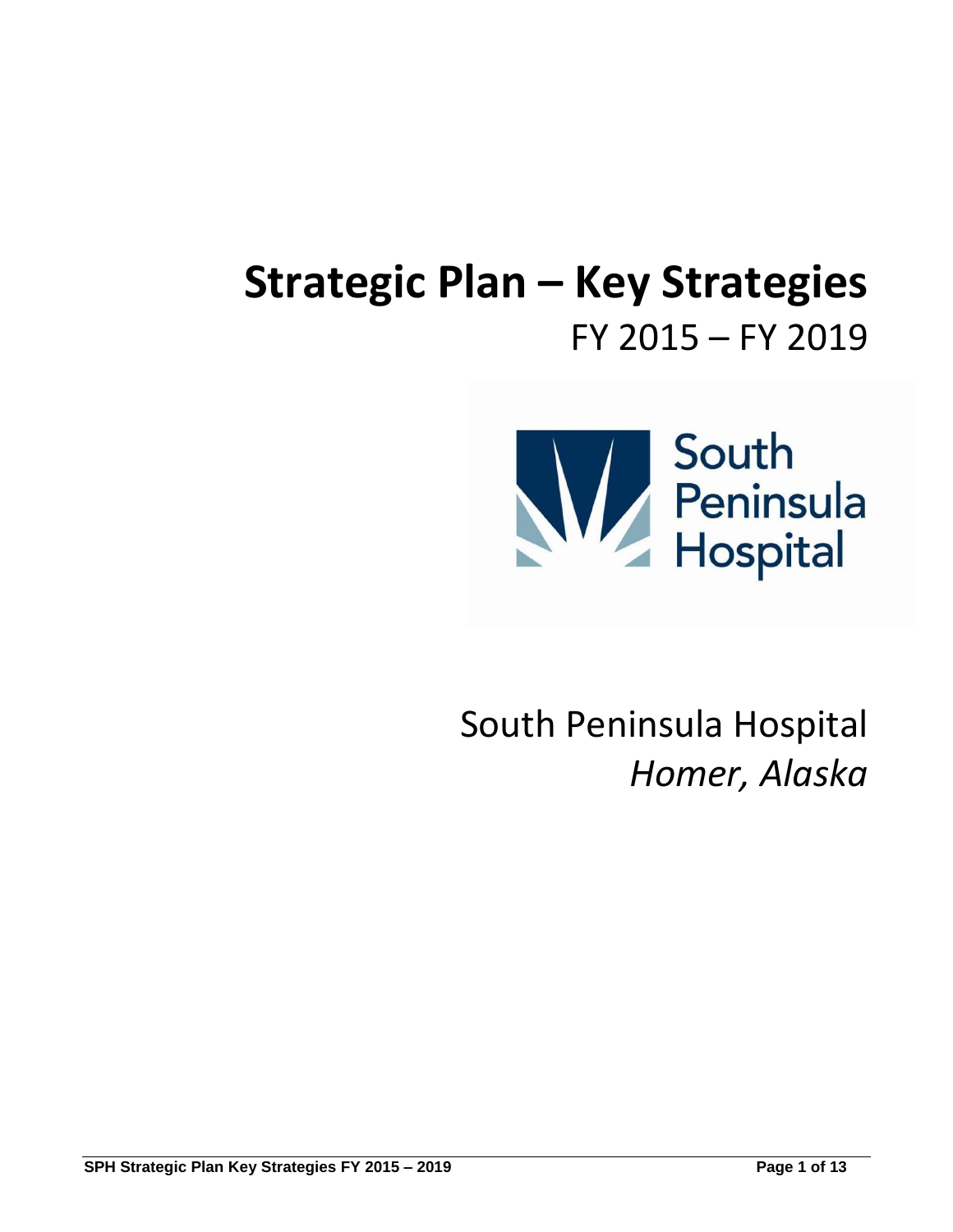# Strategic Plan – Key Strategies

FY 2015 – FY 2019

South Peninsula Hospital

*Homer, Alaska*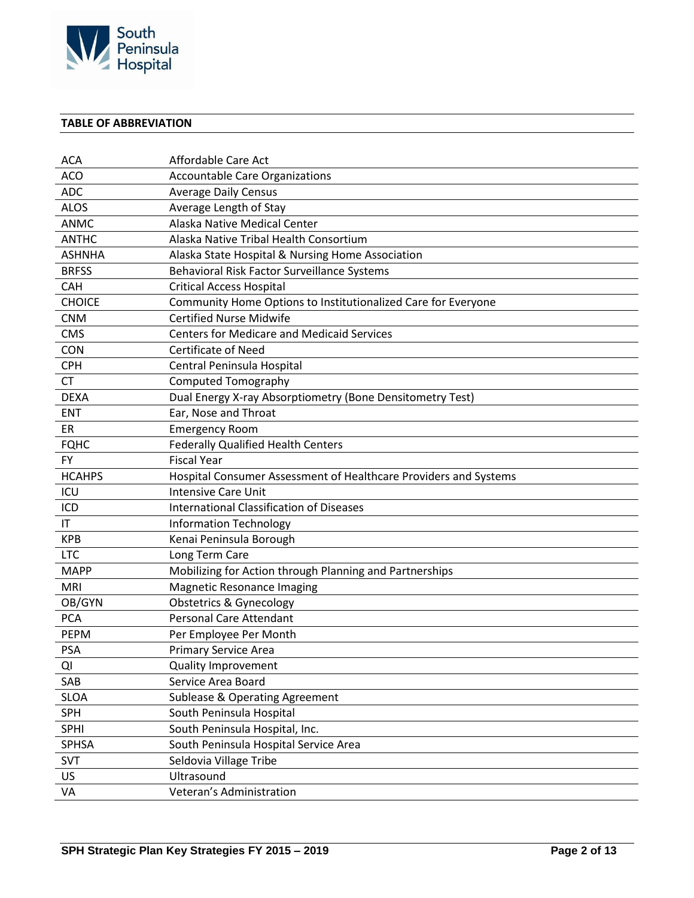## TABLE OF ABBREVIATION

| | |
|---|---|
| ACA | Affordable Care Act |
| ACO | Accountable Care Organizations |
| ADC | Average Daily Census |
| ALOS | Average Length of Stay |
| ANMC | Alaska Native Medical Center |
| ANTHC | Alaska Native Tribal Health Consortium |
| ASHNHA | Alaska State Hospital & Nursing Home Association |
| BRFSS | Behavioral Risk Factor Surveillance Systems |
| CAH | Critical Access Hospital |
| CHOICE | Community Home Options to Institutionalized Care for Everyone |
| CNM | Certified Nurse Midwife |
| CMS | Centers for Medicare and Medicaid Services |
| CON | Certificate of Need |
| CPH | Central Peninsula Hospital |
| CT | Computed Tomography |
| DEXA | Dual Energy X-ray Absorptiometry (Bone Densitometry Test) |
| ENT | Ear, Nose and Throat |
| ER | Emergency Room |
| FQHC | Federally Qualified Health Centers |
| FY | Fiscal Year |
| HCAHPS | Hospital Consumer Assessment of Healthcare Providers and Systems |
| ICU | Intensive Care Unit |
| ICD | International Classification of Diseases |
| IT | Information Technology |
| KPB | Kenai Peninsula Borough |
| LTC | Long Term Care |
| MAPP | Mobilizing for Action through Planning and Partnerships |
| MRI | Magnetic Resonance Imaging |
| OB/GYN | Obstetrics & Gynecology |
| PCA | Personal Care Attendant |
| PEPM | Per Employee Per Month |
| PSA | Primary Service Area |
| QI | Quality Improvement |
| SAB | Service Area Board |
| SLOA | Sublease & Operating Agreement |
| SPH | South Peninsula Hospital |
| SPHI | South Peninsula Hospital, Inc. |
| SPHSA | South Peninsula Hospital Service Area |
| SVT | Seldovia Village Tribe |
| US | Ultrasound |
| VA | Veteran's Administration |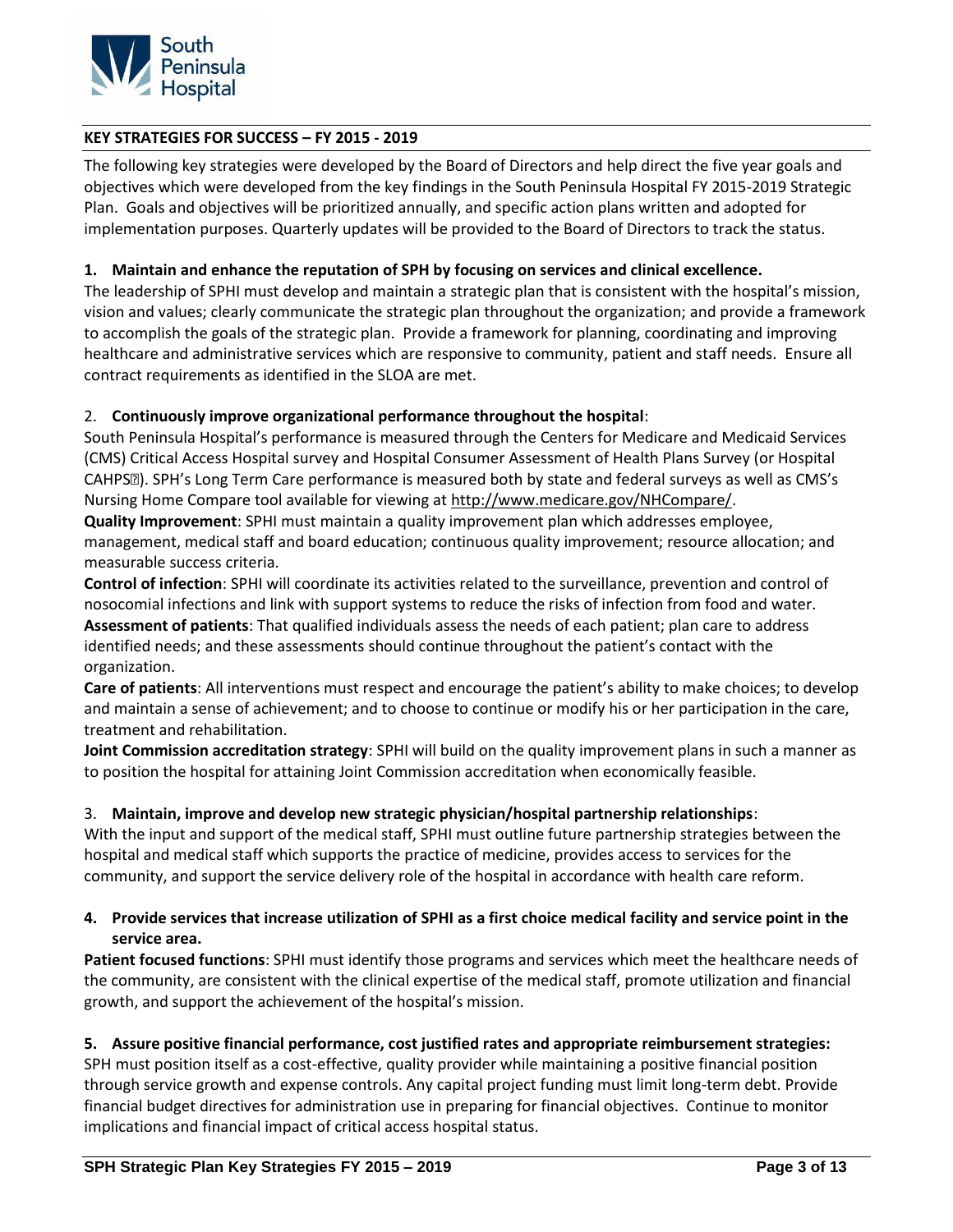**KEY STRATEGIES FOR SUCCESS – FY 2015 - 2019**

The following key strategies were developed by the Board of Directors and help direct the five year goals and objectives which were developed from the key findings in the South Peninsula Hospital FY 2015-2019 Strategic Plan. Goals and objectives will be prioritized annually, and specific action plans written and adopted for implementation purposes. Quarterly updates will be provided to the Board of Directors to track the status.

**1. Maintain and enhance the reputation of SPH by focusing on services and clinical excellence.**

The leadership of SPHI must develop and maintain a strategic plan that is consistent with the hospital's mission, vision and values; clearly communicate the strategic plan throughout the organization; and provide a framework to accomplish the goals of the strategic plan. Provide a framework for planning, coordinating and improving healthcare and administrative services which are responsive to community, patient and staff needs. Ensure all contract requirements as identified in the SLOA are met.

2. **Continuously improve organizational performance throughout the hospital**:

South Peninsula Hospital's performance is measured through the Centers for Medicare and Medicaid Services (CMS) Critical Access Hospital survey and Hospital Consumer Assessment of Health Plans Survey (or Hospital CAHPS®). SPH's Long Term Care performance is measured both by state and federal surveys as well as CMS's Nursing Home Compare tool available for viewing at http://www.medicare.gov/NHCompare/.

**Quality Improvement**: SPHI must maintain a quality improvement plan which addresses employee, management, medical staff and board education; continuous quality improvement; resource allocation; and measurable success criteria.

**Control of infection**: SPHI will coordinate its activities related to the surveillance, prevention and control of nosocomial infections and link with support systems to reduce the risks of infection from food and water.

**Assessment of patients**: That qualified individuals assess the needs of each patient; plan care to address identified needs; and these assessments should continue throughout the patient's contact with the organization.

**Care of patients**: All interventions must respect and encourage the patient's ability to make choices; to develop and maintain a sense of achievement; and to choose to continue or modify his or her participation in the care, treatment and rehabilitation.

**Joint Commission accreditation strategy**: SPHI will build on the quality improvement plans in such a manner as to position the hospital for attaining Joint Commission accreditation when economically feasible.

3. **Maintain, improve and develop new strategic physician/hospital partnership relationships**:

With the input and support of the medical staff, SPHI must outline future partnership strategies between the hospital and medical staff which supports the practice of medicine, provides access to services for the community, and support the service delivery role of the hospital in accordance with health care reform.

**4. Provide services that increase utilization of SPHI as a first choice medical facility and service point in the service area.**

**Patient focused functions**: SPHI must identify those programs and services which meet the healthcare needs of the community, are consistent with the clinical expertise of the medical staff, promote utilization and financial growth, and support the achievement of the hospital's mission.

**5. Assure positive financial performance, cost justified rates and appropriate reimbursement strategies:**

SPH must position itself as a cost-effective, quality provider while maintaining a positive financial position through service growth and expense controls. Any capital project funding must limit long-term debt. Provide financial budget directives for administration use in preparing for financial objectives. Continue to monitor implications and financial impact of critical access hospital status.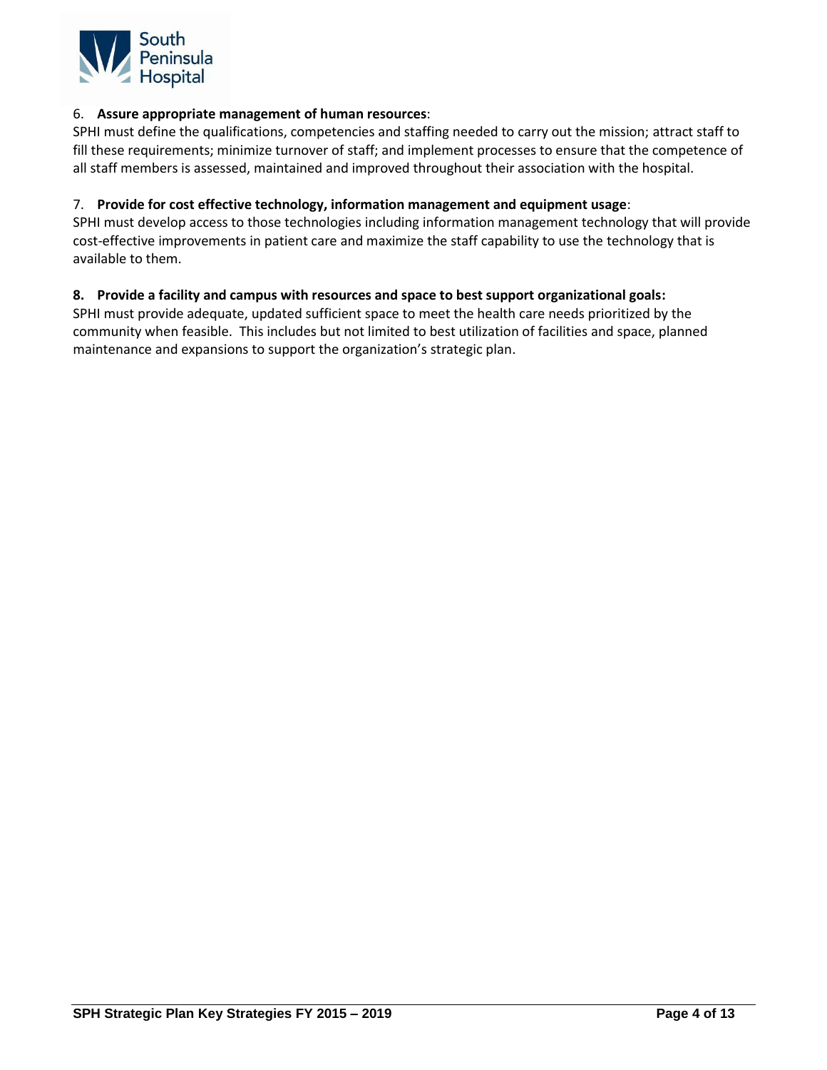6. **Assure appropriate management of human resources**:
SPHI must define the qualifications, competencies and staffing needed to carry out the mission; attract staff to fill these requirements; minimize turnover of staff; and implement processes to ensure that the competence of all staff members is assessed, maintained and improved throughout their association with the hospital.

7. **Provide for cost effective technology, information management and equipment usage**:
SPHI must develop access to those technologies including information management technology that will provide cost-effective improvements in patient care and maximize the staff capability to use the technology that is available to them.

**8. Provide a facility and campus with resources and space to best support organizational goals:**
SPHI must provide adequate, updated sufficient space to meet the health care needs prioritized by the community when feasible. This includes but not limited to best utilization of facilities and space, planned maintenance and expansions to support the organization's strategic plan.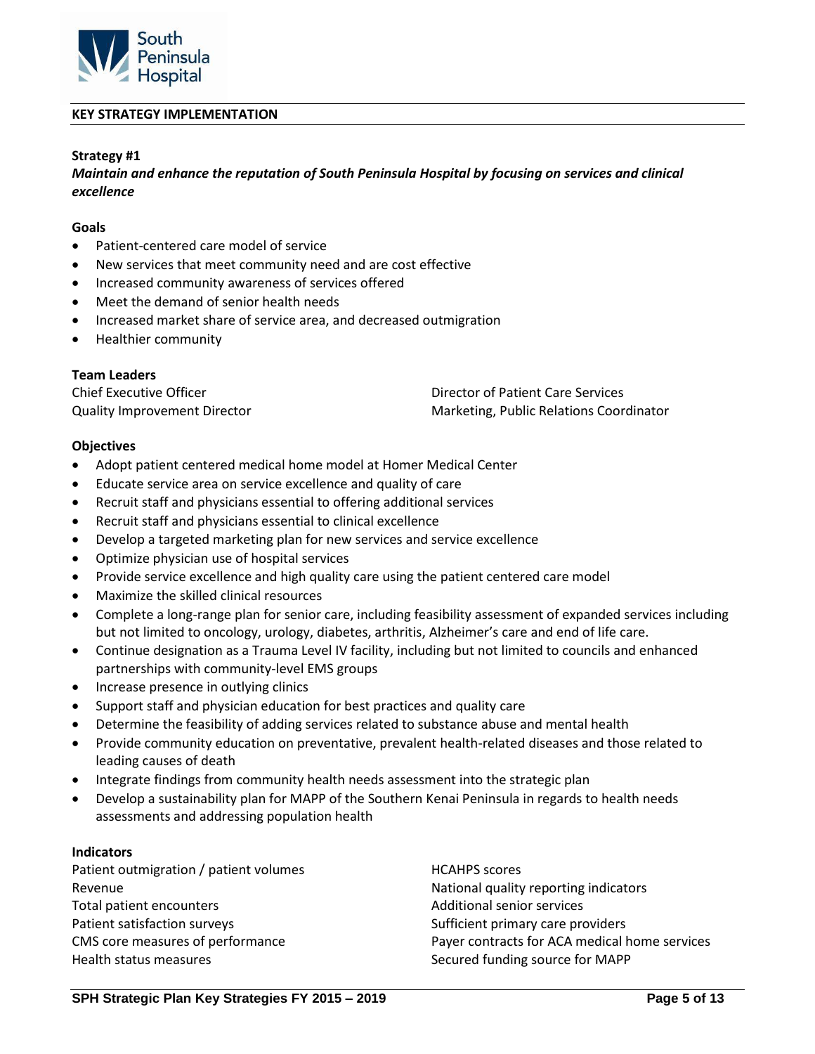## KEY STRATEGY IMPLEMENTATION

### Strategy #1

***Maintain and enhance the reputation of South Peninsula Hospital by focusing on services and clinical excellence***

**Goals**

- Patient-centered care model of service
- New services that meet community need and are cost effective
- Increased community awareness of services offered
- Meet the demand of senior health needs
- Increased market share of service area, and decreased outmigration
- Healthier community

**Team Leaders**

Chief Executive Officer
Quality Improvement Director
Director of Patient Care Services
Marketing, Public Relations Coordinator

**Objectives**

- Adopt patient centered medical home model at Homer Medical Center
- Educate service area on service excellence and quality of care
- Recruit staff and physicians essential to offering additional services
- Recruit staff and physicians essential to clinical excellence
- Develop a targeted marketing plan for new services and service excellence
- Optimize physician use of hospital services
- Provide service excellence and high quality care using the patient centered care model
- Maximize the skilled clinical resources
- Complete a long-range plan for senior care, including feasibility assessment of expanded services including but not limited to oncology, urology, diabetes, arthritis, Alzheimer's care and end of life care.
- Continue designation as a Trauma Level IV facility, including but not limited to councils and enhanced partnerships with community-level EMS groups
- Increase presence in outlying clinics
- Support staff and physician education for best practices and quality care
- Determine the feasibility of adding services related to substance abuse and mental health
- Provide community education on preventative, prevalent health-related diseases and those related to leading causes of death
- Integrate findings from community health needs assessment into the strategic plan
- Develop a sustainability plan for MAPP of the Southern Kenai Peninsula in regards to health needs assessments and addressing population health

**Indicators**

Patient outmigration / patient volumes
Revenue
Total patient encounters
Patient satisfaction surveys
CMS core measures of performance
Health status measures
HCAHPS scores
National quality reporting indicators
Additional senior services
Sufficient primary care providers
Payer contracts for ACA medical home services
Secured funding source for MAPP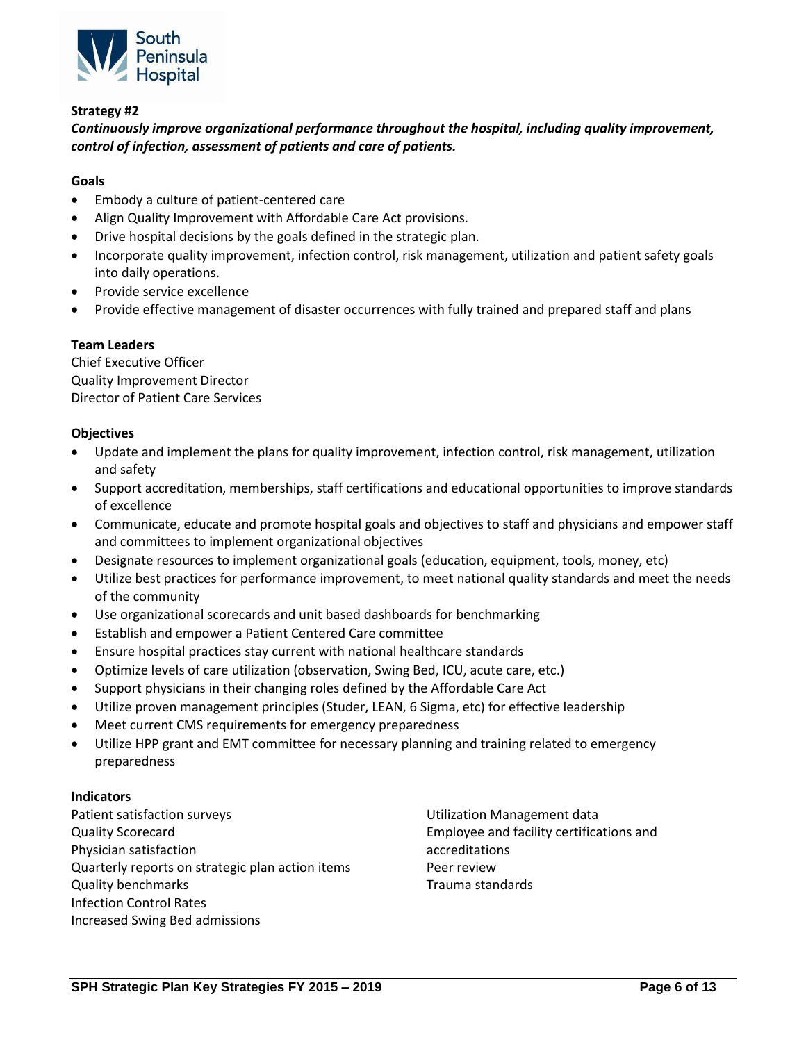**Strategy #2**

***Continuously improve organizational performance throughout the hospital, including quality improvement, control of infection, assessment of patients and care of patients.***

**Goals**

- Embody a culture of patient-centered care
- Align Quality Improvement with Affordable Care Act provisions.
- Drive hospital decisions by the goals defined in the strategic plan.
- Incorporate quality improvement, infection control, risk management, utilization and patient safety goals into daily operations.
- Provide service excellence
- Provide effective management of disaster occurrences with fully trained and prepared staff and plans

**Team Leaders**

Chief Executive Officer
Quality Improvement Director
Director of Patient Care Services

**Objectives**

- Update and implement the plans for quality improvement, infection control, risk management, utilization and safety
- Support accreditation, memberships, staff certifications and educational opportunities to improve standards of excellence
- Communicate, educate and promote hospital goals and objectives to staff and physicians and empower staff and committees to implement organizational objectives
- Designate resources to implement organizational goals (education, equipment, tools, money, etc)
- Utilize best practices for performance improvement, to meet national quality standards and meet the needs of the community
- Use organizational scorecards and unit based dashboards for benchmarking
- Establish and empower a Patient Centered Care committee
- Ensure hospital practices stay current with national healthcare standards
- Optimize levels of care utilization (observation, Swing Bed, ICU, acute care, etc.)
- Support physicians in their changing roles defined by the Affordable Care Act
- Utilize proven management principles (Studer, LEAN, 6 Sigma, etc) for effective leadership
- Meet current CMS requirements for emergency preparedness
- Utilize HPP grant and EMT committee for necessary planning and training related to emergency preparedness

**Indicators**

Patient satisfaction surveys
Quality Scorecard
Physician satisfaction
Quarterly reports on strategic plan action items
Quality benchmarks
Infection Control Rates
Increased Swing Bed admissions
Utilization Management data
Employee and facility certifications and accreditations
Peer review
Trauma standards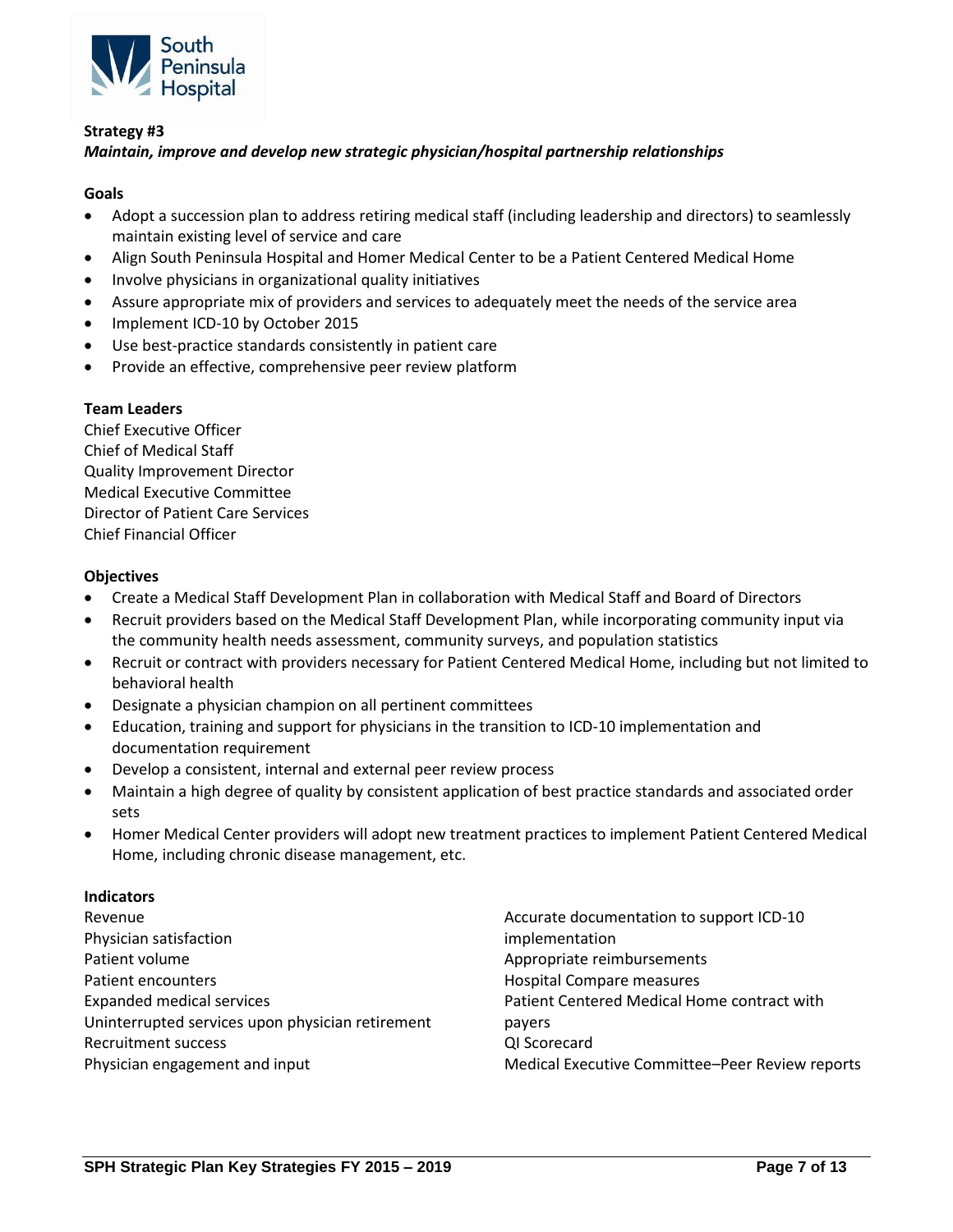**Strategy #3**

***Maintain, improve and develop new strategic physician/hospital partnership relationships***

**Goals**

- Adopt a succession plan to address retiring medical staff (including leadership and directors) to seamlessly maintain existing level of service and care
- Align South Peninsula Hospital and Homer Medical Center to be a Patient Centered Medical Home
- Involve physicians in organizational quality initiatives
- Assure appropriate mix of providers and services to adequately meet the needs of the service area
- Implement ICD-10 by October 2015
- Use best-practice standards consistently in patient care
- Provide an effective, comprehensive peer review platform

**Team Leaders**

Chief Executive Officer
Chief of Medical Staff
Quality Improvement Director
Medical Executive Committee
Director of Patient Care Services
Chief Financial Officer

**Objectives**

- Create a Medical Staff Development Plan in collaboration with Medical Staff and Board of Directors
- Recruit providers based on the Medical Staff Development Plan, while incorporating community input via the community health needs assessment, community surveys, and population statistics
- Recruit or contract with providers necessary for Patient Centered Medical Home, including but not limited to behavioral health
- Designate a physician champion on all pertinent committees
- Education, training and support for physicians in the transition to ICD-10 implementation and documentation requirement
- Develop a consistent, internal and external peer review process
- Maintain a high degree of quality by consistent application of best practice standards and associated order sets
- Homer Medical Center providers will adopt new treatment practices to implement Patient Centered Medical Home, including chronic disease management, etc.

**Indicators**

Revenue
Physician satisfaction
Patient volume
Patient encounters
Expanded medical services
Uninterrupted services upon physician retirement
Recruitment success
Physician engagement and input
Accurate documentation to support ICD-10 implementation
Appropriate reimbursements
Hospital Compare measures
Patient Centered Medical Home contract with payers
QI Scorecard
Medical Executive Committee–Peer Review reports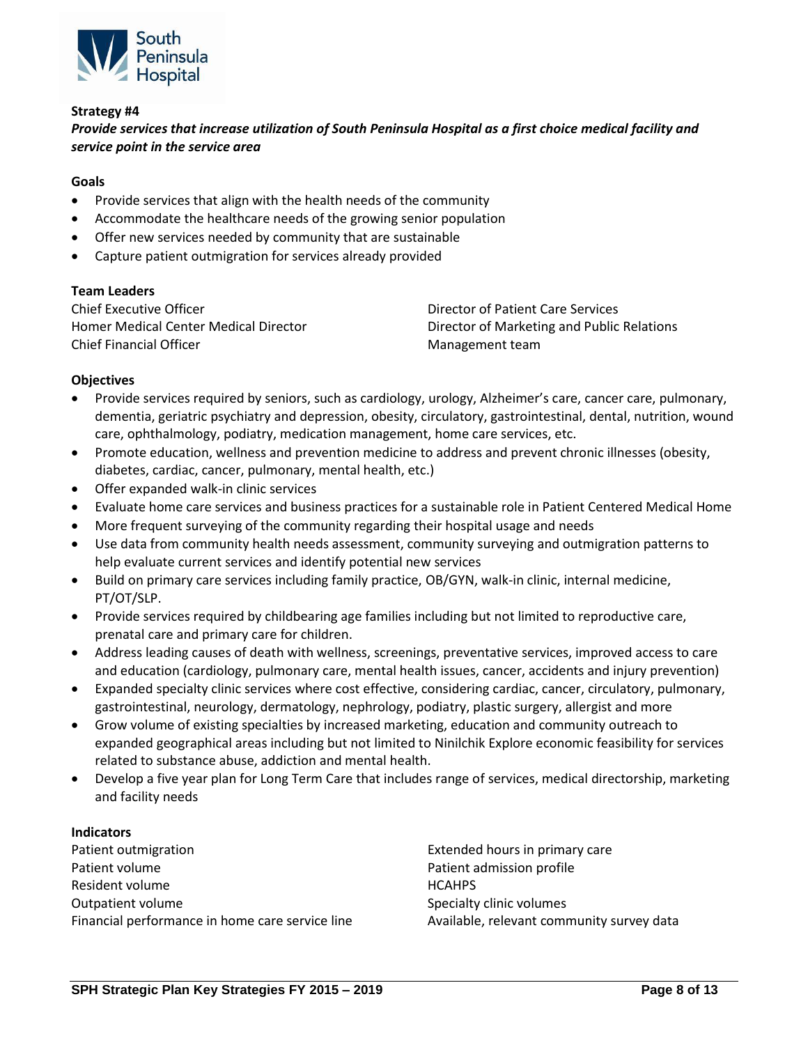**Strategy #4**

***Provide services that increase utilization of South Peninsula Hospital as a first choice medical facility and service point in the service area***

**Goals**

- Provide services that align with the health needs of the community
- Accommodate the healthcare needs of the growing senior population
- Offer new services needed by community that are sustainable
- Capture patient outmigration for services already provided

**Team Leaders**

Chief Executive Officer
Homer Medical Center Medical Director
Chief Financial Officer
Director of Patient Care Services
Director of Marketing and Public Relations
Management team

**Objectives**

- Provide services required by seniors, such as cardiology, urology, Alzheimer's care, cancer care, pulmonary, dementia, geriatric psychiatry and depression, obesity, circulatory, gastrointestinal, dental, nutrition, wound care, ophthalmology, podiatry, medication management, home care services, etc.
- Promote education, wellness and prevention medicine to address and prevent chronic illnesses (obesity, diabetes, cardiac, cancer, pulmonary, mental health, etc.)
- Offer expanded walk-in clinic services
- Evaluate home care services and business practices for a sustainable role in Patient Centered Medical Home
- More frequent surveying of the community regarding their hospital usage and needs
- Use data from community health needs assessment, community surveying and outmigration patterns to help evaluate current services and identify potential new services
- Build on primary care services including family practice, OB/GYN, walk-in clinic, internal medicine, PT/OT/SLP.
- Provide services required by childbearing age families including but not limited to reproductive care, prenatal care and primary care for children.
- Address leading causes of death with wellness, screenings, preventative services, improved access to care and education (cardiology, pulmonary care, mental health issues, cancer, accidents and injury prevention)
- Expanded specialty clinic services where cost effective, considering cardiac, cancer, circulatory, pulmonary, gastrointestinal, neurology, dermatology, nephrology, podiatry, plastic surgery, allergist and more
- Grow volume of existing specialties by increased marketing, education and community outreach to expanded geographical areas including but not limited to Ninilchik Explore economic feasibility for services related to substance abuse, addiction and mental health.
- Develop a five year plan for Long Term Care that includes range of services, medical directorship, marketing and facility needs

**Indicators**

Patient outmigration
Patient volume
Resident volume
Outpatient volume
Financial performance in home care service line
Extended hours in primary care
Patient admission profile
HCAHPS
Specialty clinic volumes
Available, relevant community survey data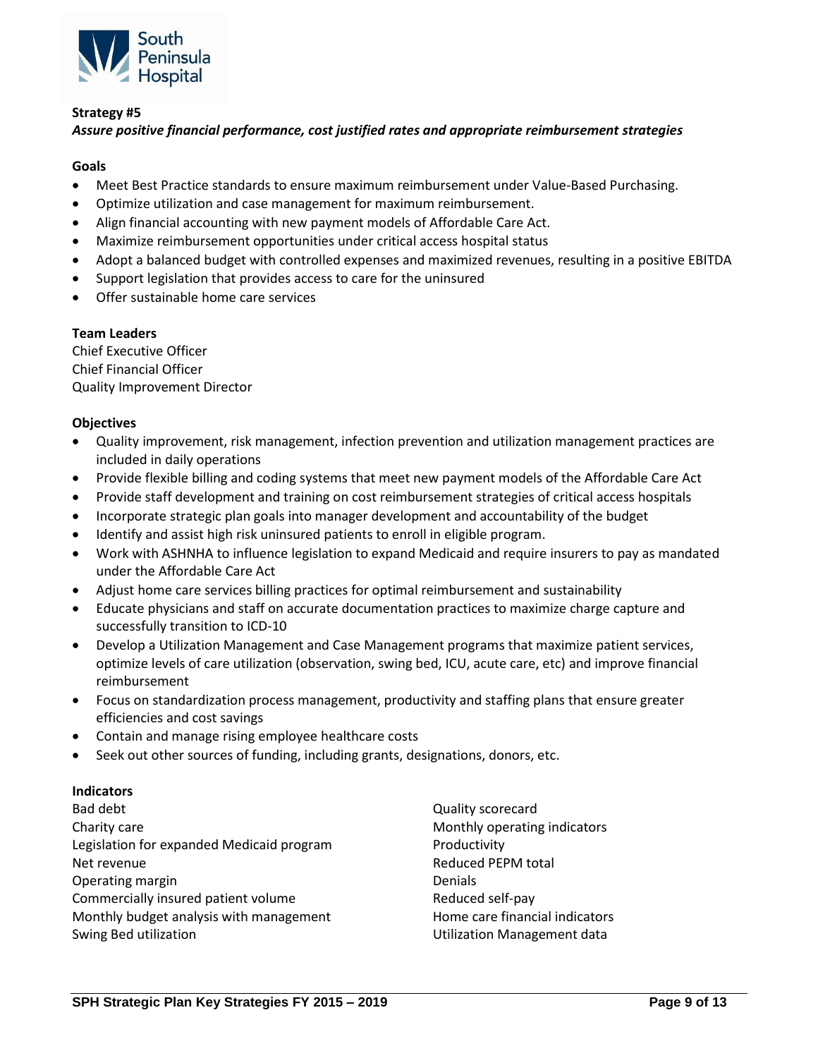**Strategy #5**

***Assure positive financial performance, cost justified rates and appropriate reimbursement strategies***

**Goals**

- Meet Best Practice standards to ensure maximum reimbursement under Value-Based Purchasing.
- Optimize utilization and case management for maximum reimbursement.
- Align financial accounting with new payment models of Affordable Care Act.
- Maximize reimbursement opportunities under critical access hospital status
- Adopt a balanced budget with controlled expenses and maximized revenues, resulting in a positive EBITDA
- Support legislation that provides access to care for the uninsured
- Offer sustainable home care services

**Team Leaders**

Chief Executive Officer
Chief Financial Officer
Quality Improvement Director

**Objectives**

- Quality improvement, risk management, infection prevention and utilization management practices are included in daily operations
- Provide flexible billing and coding systems that meet new payment models of the Affordable Care Act
- Provide staff development and training on cost reimbursement strategies of critical access hospitals
- Incorporate strategic plan goals into manager development and accountability of the budget
- Identify and assist high risk uninsured patients to enroll in eligible program.
- Work with ASHNHA to influence legislation to expand Medicaid and require insurers to pay as mandated under the Affordable Care Act
- Adjust home care services billing practices for optimal reimbursement and sustainability
- Educate physicians and staff on accurate documentation practices to maximize charge capture and successfully transition to ICD-10
- Develop a Utilization Management and Case Management programs that maximize patient services, optimize levels of care utilization (observation, swing bed, ICU, acute care, etc) and improve financial reimbursement
- Focus on standardization process management, productivity and staffing plans that ensure greater efficiencies and cost savings
- Contain and manage rising employee healthcare costs
- Seek out other sources of funding, including grants, designations, donors, etc.

**Indicators**

Bad debt
Charity care
Legislation for expanded Medicaid program
Net revenue
Operating margin
Commercially insured patient volume
Monthly budget analysis with management
Swing Bed utilization
Quality scorecard
Monthly operating indicators
Productivity
Reduced PEPM total
Denials
Reduced self-pay
Home care financial indicators
Utilization Management data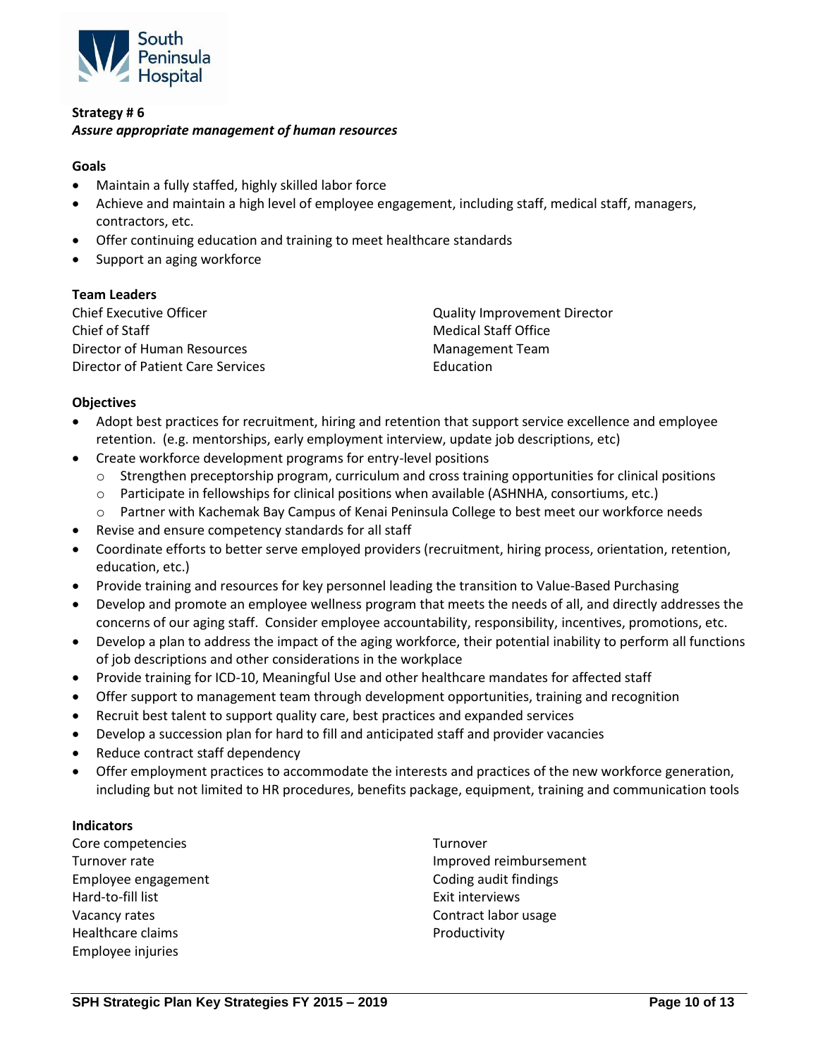**Strategy # 6**

***Assure appropriate management of human resources***

**Goals**

- Maintain a fully staffed, highly skilled labor force
- Achieve and maintain a high level of employee engagement, including staff, medical staff, managers, contractors, etc.
- Offer continuing education and training to meet healthcare standards
- Support an aging workforce

**Team Leaders**

Chief Executive Officer
Chief of Staff
Director of Human Resources
Director of Patient Care Services
Quality Improvement Director
Medical Staff Office
Management Team
Education

**Objectives**

- Adopt best practices for recruitment, hiring and retention that support service excellence and employee retention. (e.g. mentorships, early employment interview, update job descriptions, etc)
- Create workforce development programs for entry-level positions
  - Strengthen preceptorship program, curriculum and cross training opportunities for clinical positions
  - Participate in fellowships for clinical positions when available (ASHNHA, consortiums, etc.)
  - Partner with Kachemak Bay Campus of Kenai Peninsula College to best meet our workforce needs
- Revise and ensure competency standards for all staff
- Coordinate efforts to better serve employed providers (recruitment, hiring process, orientation, retention, education, etc.)
- Provide training and resources for key personnel leading the transition to Value-Based Purchasing
- Develop and promote an employee wellness program that meets the needs of all, and directly addresses the concerns of our aging staff. Consider employee accountability, responsibility, incentives, promotions, etc.
- Develop a plan to address the impact of the aging workforce, their potential inability to perform all functions of job descriptions and other considerations in the workplace
- Provide training for ICD-10, Meaningful Use and other healthcare mandates for affected staff
- Offer support to management team through development opportunities, training and recognition
- Recruit best talent to support quality care, best practices and expanded services
- Develop a succession plan for hard to fill and anticipated staff and provider vacancies
- Reduce contract staff dependency
- Offer employment practices to accommodate the interests and practices of the new workforce generation, including but not limited to HR procedures, benefits package, equipment, training and communication tools

**Indicators**

Core competencies
Turnover rate
Employee engagement
Hard-to-fill list
Vacancy rates
Healthcare claims
Employee injuries
Turnover
Improved reimbursement
Coding audit findings
Exit interviews
Contract labor usage
Productivity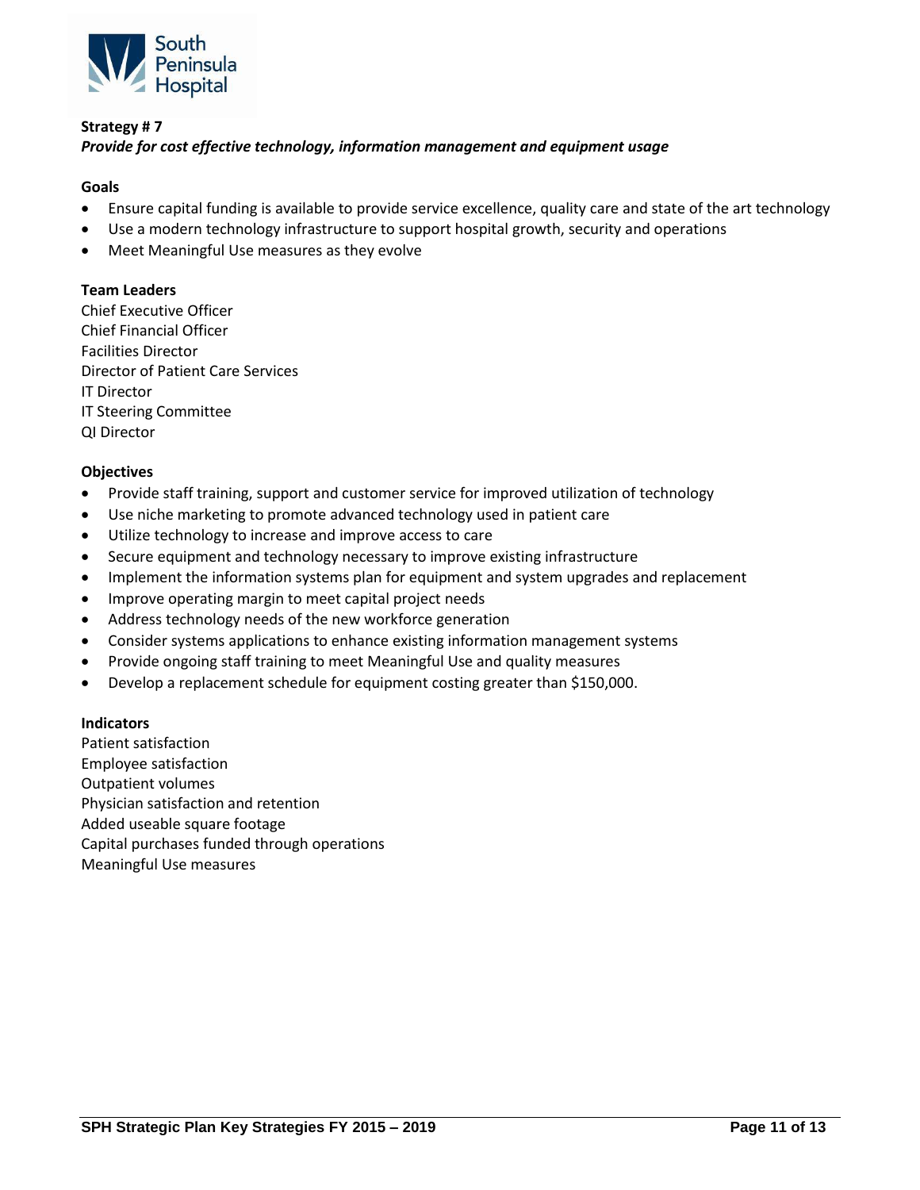**Strategy # 7**

***Provide for cost effective technology, information management and equipment usage***

**Goals**

- Ensure capital funding is available to provide service excellence, quality care and state of the art technology
- Use a modern technology infrastructure to support hospital growth, security and operations
- Meet Meaningful Use measures as they evolve

**Team Leaders**

Chief Executive Officer
Chief Financial Officer
Facilities Director
Director of Patient Care Services
IT Director
IT Steering Committee
QI Director

**Objectives**

- Provide staff training, support and customer service for improved utilization of technology
- Use niche marketing to promote advanced technology used in patient care
- Utilize technology to increase and improve access to care
- Secure equipment and technology necessary to improve existing infrastructure
- Implement the information systems plan for equipment and system upgrades and replacement
- Improve operating margin to meet capital project needs
- Address technology needs of the new workforce generation
- Consider systems applications to enhance existing information management systems
- Provide ongoing staff training to meet Meaningful Use and quality measures
- Develop a replacement schedule for equipment costing greater than $150,000.

**Indicators**

Patient satisfaction
Employee satisfaction
Outpatient volumes
Physician satisfaction and retention
Added useable square footage
Capital purchases funded through operations
Meaningful Use measures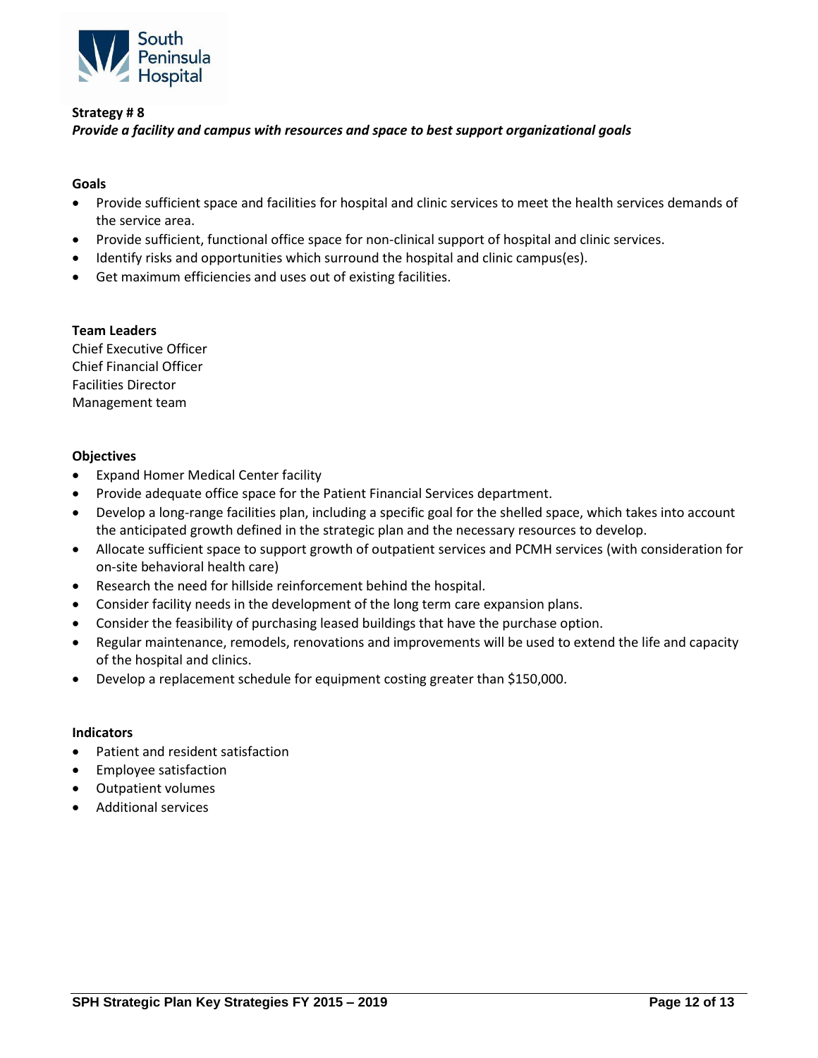**Strategy # 8**

***Provide a facility and campus with resources and space to best support organizational goals***

**Goals**

- Provide sufficient space and facilities for hospital and clinic services to meet the health services demands of the service area.
- Provide sufficient, functional office space for non-clinical support of hospital and clinic services.
- Identify risks and opportunities which surround the hospital and clinic campus(es).
- Get maximum efficiencies and uses out of existing facilities.

**Team Leaders**

Chief Executive Officer
Chief Financial Officer
Facilities Director
Management team

**Objectives**

- Expand Homer Medical Center facility
- Provide adequate office space for the Patient Financial Services department.
- Develop a long-range facilities plan, including a specific goal for the shelled space, which takes into account the anticipated growth defined in the strategic plan and the necessary resources to develop.
- Allocate sufficient space to support growth of outpatient services and PCMH services (with consideration for on-site behavioral health care)
- Research the need for hillside reinforcement behind the hospital.
- Consider facility needs in the development of the long term care expansion plans.
- Consider the feasibility of purchasing leased buildings that have the purchase option.
- Regular maintenance, remodels, renovations and improvements will be used to extend the life and capacity of the hospital and clinics.
- Develop a replacement schedule for equipment costing greater than $150,000.

**Indicators**

- Patient and resident satisfaction
- Employee satisfaction
- Outpatient volumes
- Additional services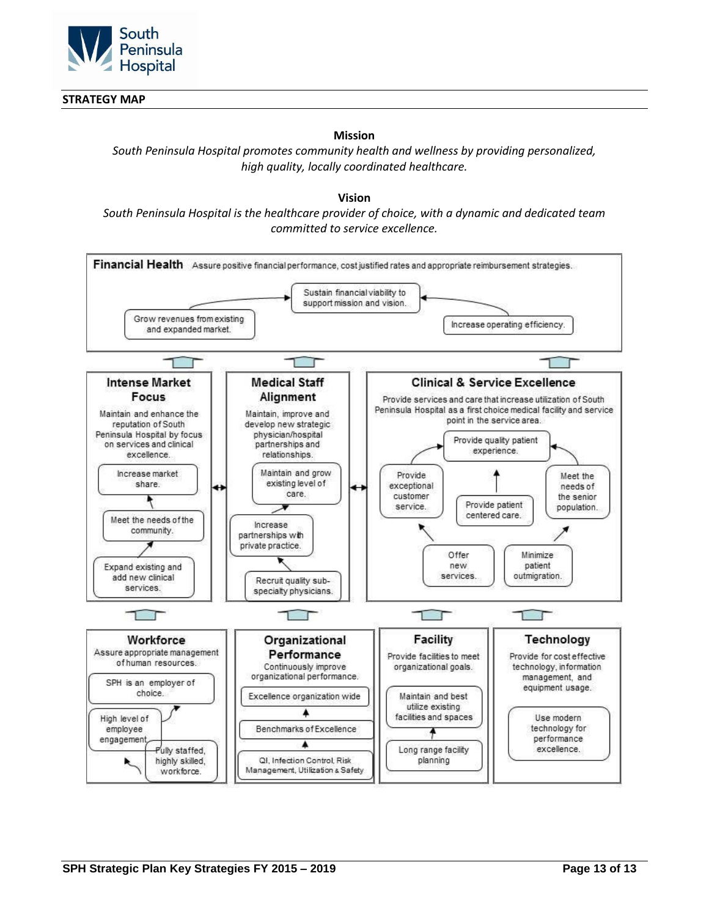## STRATEGY MAP

**Mission**

*South Peninsula Hospital promotes community health and wellness by providing personalized, high quality, locally coordinated healthcare.*

**Vision**

*South Peninsula Hospital is the healthcare provider of choice, with a dynamic and dedicated team committed to service excellence.*

### Financial Health

Assure positive financial performance, cost justified rates and appropriate reimbursement strategies.

- Sustain financial viability to support mission and vision.
- Grow revenues from existing and expanded market.
- Increase operating efficiency.

### Intense Market Focus

Maintain and enhance the reputation of South Peninsula Hospital by focus on services and clinical excellence.

- Increase market share.
- Meet the needs of the community.
- Expand existing and add new clinical services.

### Medical Staff Alignment

Maintain, improve and develop new strategic physician/hospital partnerships and relationships.

- Maintain and grow existing level of care.
- Increase partnerships with private practice.
- Recruit quality sub-specialty physicians.

### Clinical & Service Excellence

Provide services and care that increase utilization of South Peninsula Hospital as a first choice medical facility and service point in the service area.

- Provide quality patient experience.
- Provide exceptional customer service.
- Provide patient centered care.
- Meet the needs of the senior population.
- Offer new services.
- Minimize patient outmigration.

### Workforce

Assure appropriate management of human resources.

- SPH is an employer of choice.
- High level of employee engagement.
- Fully staffed, highly skilled, workforce.

### Organizational Performance

Continuously improve organizational performance.

- Excellence organization wide
- Benchmarks of Excellence
- QI, Infection Control, Risk Management, Utilization & Safety

### Facility

Provide facilities to meet organizational goals.

- Maintain and best utilize existing facilities and spaces
- Long range facility planning

### Technology

Provide for cost effective technology, information management, and equipment usage.

- Use modern technology for performance excellence.